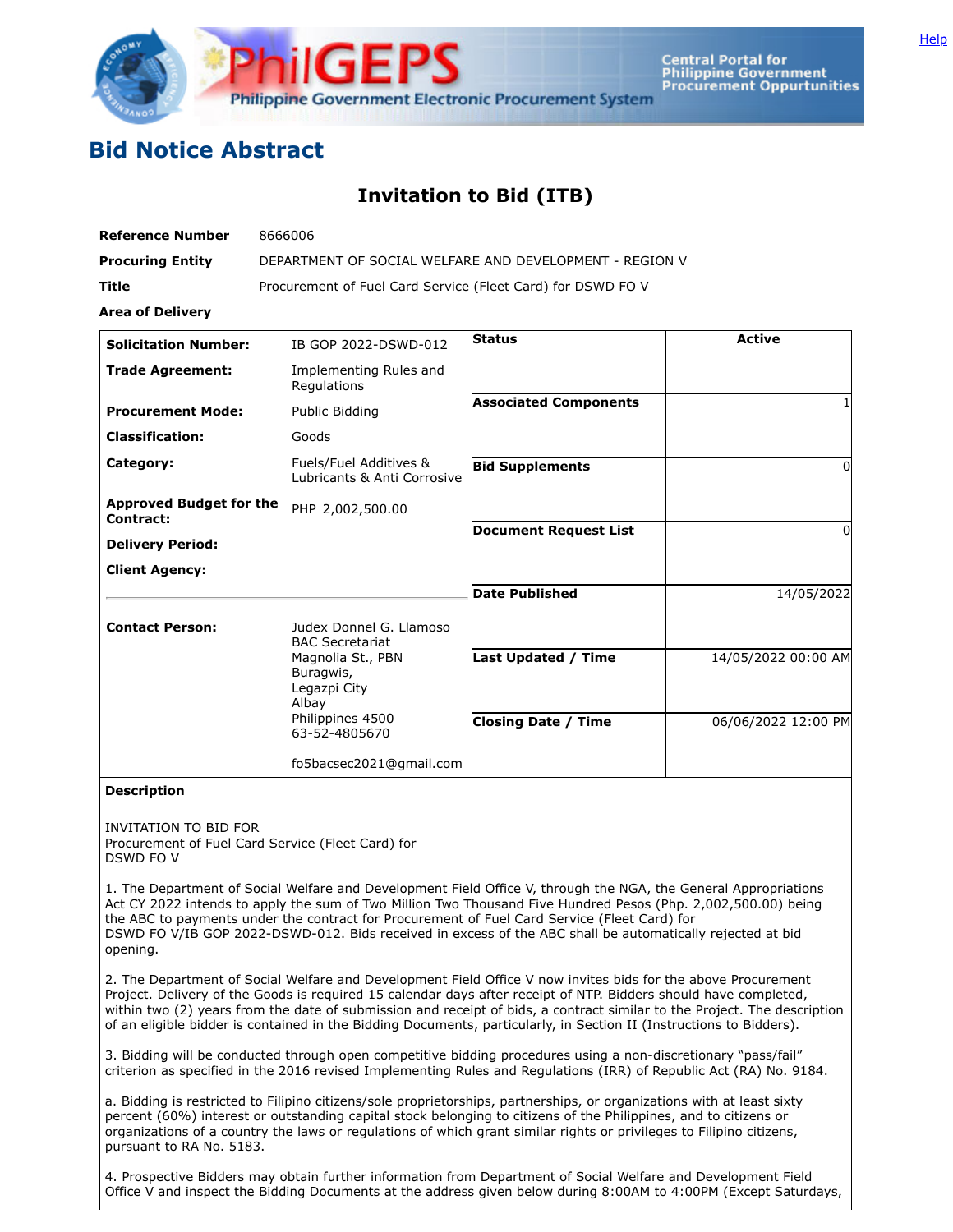## Bid Notice Abstract

# Invitation to Bid (ITB)

| | |
|---|---|
| **Reference Number** | 8666006 |
| **Procuring Entity** | DEPARTMENT OF SOCIAL WELFARE AND DEVELOPMENT - REGION V |
| **Title** | Procurement of Fuel Card Service (Fleet Card) for DSWD FO V |
| **Area of Delivery** | |

| | | | |
|---|---|---|---|
| **Solicitation Number:** | IB GOP 2022-DSWD-012 | **Status** | Active |
| **Trade Agreement:** | Implementing Rules and Regulations | | |
| **Procurement Mode:** | Public Bidding | **Associated Components** | 1 |
| **Classification:** | Goods | | |
| **Category:** | Fuels/Fuel Additives & Lubricants & Anti Corrosive | **Bid Supplements** | 0 |
| **Approved Budget for the Contract:** | PHP 2,002,500.00 | **Document Request List** | 0 |
| **Delivery Period:** | | | |
| **Client Agency:** | | **Date Published** | 14/05/2022 |
| **Contact Person:** | Judex Donnel G. Llamoso<br>BAC Secretariat<br>Magnolia St., PBN<br>Buragwis,<br>Legazpi City<br>Albay<br>Philippines 4500<br>63-52-4805670<br><br>fo5bacsec2021@gmail.com | **Last Updated / Time** | 14/05/2022 00:00 AM |
| | | **Closing Date / Time** | 06/06/2022 12:00 PM |

**Description**

INVITATION TO BID FOR
Procurement of Fuel Card Service (Fleet Card) for
DSWD FO V

1. The Department of Social Welfare and Development Field Office V, through the NGA, the General Appropriations Act CY 2022 intends to apply the sum of Two Million Two Thousand Five Hundred Pesos (Php. 2,002,500.00) being the ABC to payments under the contract for Procurement of Fuel Card Service (Fleet Card) for DSWD FO V/IB GOP 2022-DSWD-012. Bids received in excess of the ABC shall be automatically rejected at bid opening.

2. The Department of Social Welfare and Development Field Office V now invites bids for the above Procurement Project. Delivery of the Goods is required 15 calendar days after receipt of NTP. Bidders should have completed, within two (2) years from the date of submission and receipt of bids, a contract similar to the Project. The description of an eligible bidder is contained in the Bidding Documents, particularly, in Section II (Instructions to Bidders).

3. Bidding will be conducted through open competitive bidding procedures using a non-discretionary "pass/fail" criterion as specified in the 2016 revised Implementing Rules and Regulations (IRR) of Republic Act (RA) No. 9184.

a. Bidding is restricted to Filipino citizens/sole proprietorships, partnerships, or organizations with at least sixty percent (60%) interest or outstanding capital stock belonging to citizens of the Philippines, and to citizens or organizations of a country the laws or regulations of which grant similar rights or privileges to Filipino citizens, pursuant to RA No. 5183.

4. Prospective Bidders may obtain further information from Department of Social Welfare and Development Field Office V and inspect the Bidding Documents at the address given below during 8:00AM to 4:00PM (Except Saturdays,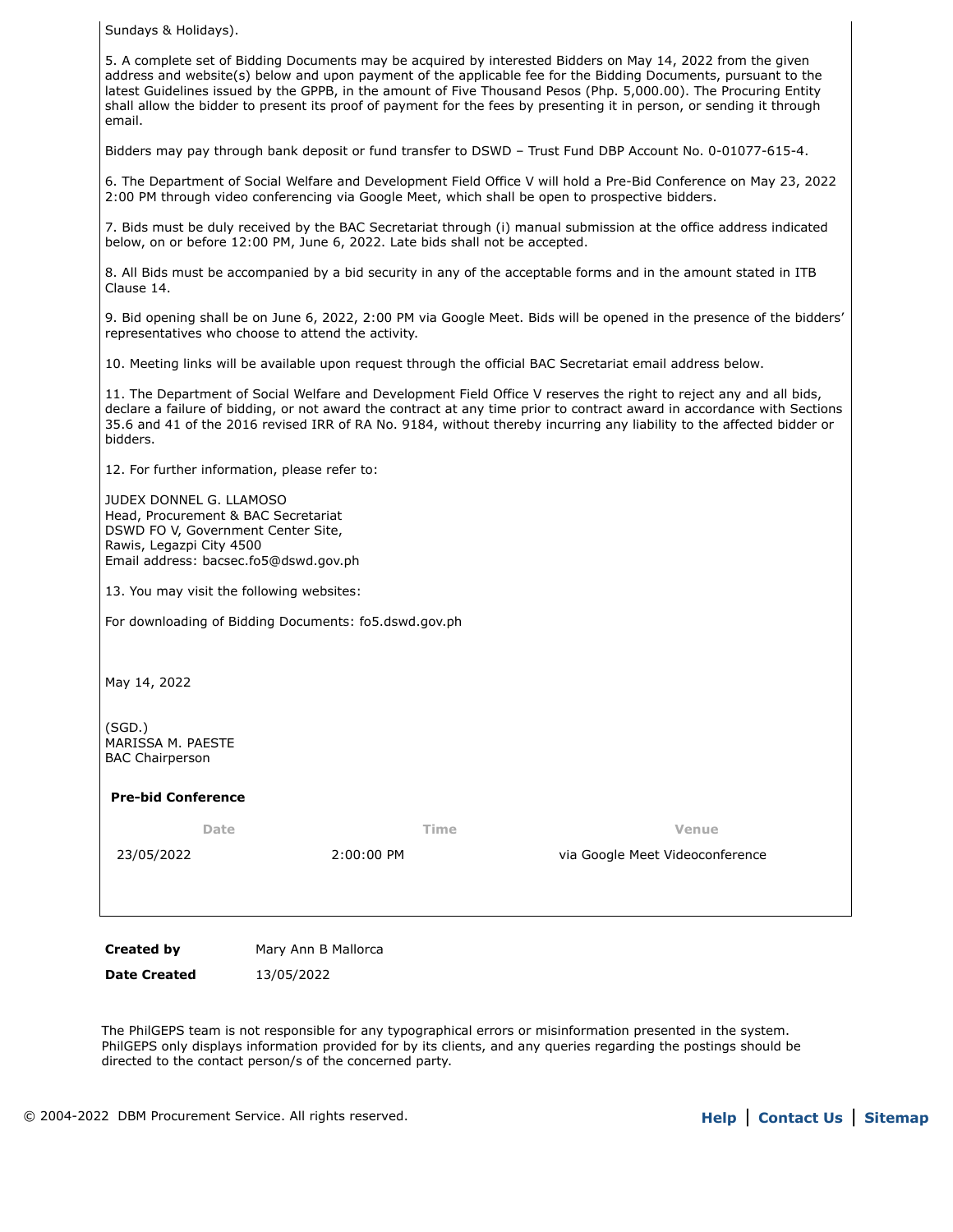Sundays & Holidays).

5. A complete set of Bidding Documents may be acquired by interested Bidders on May 14, 2022 from the given address and website(s) below and upon payment of the applicable fee for the Bidding Documents, pursuant to the latest Guidelines issued by the GPPB, in the amount of Five Thousand Pesos (Php. 5,000.00). The Procuring Entity shall allow the bidder to present its proof of payment for the fees by presenting it in person, or sending it through email.

Bidders may pay through bank deposit or fund transfer to DSWD – Trust Fund DBP Account No. 0-01077-615-4.

6. The Department of Social Welfare and Development Field Office V will hold a Pre-Bid Conference on May 23, 2022 2:00 PM through video conferencing via Google Meet, which shall be open to prospective bidders.

7. Bids must be duly received by the BAC Secretariat through (i) manual submission at the office address indicated below, on or before 12:00 PM, June 6, 2022. Late bids shall not be accepted.

8. All Bids must be accompanied by a bid security in any of the acceptable forms and in the amount stated in ITB Clause 14.

9. Bid opening shall be on June 6, 2022, 2:00 PM via Google Meet. Bids will be opened in the presence of the bidders' representatives who choose to attend the activity.

10. Meeting links will be available upon request through the official BAC Secretariat email address below.

11. The Department of Social Welfare and Development Field Office V reserves the right to reject any and all bids, declare a failure of bidding, or not award the contract at any time prior to contract award in accordance with Sections 35.6 and 41 of the 2016 revised IRR of RA No. 9184, without thereby incurring any liability to the affected bidder or bidders.

12. For further information, please refer to:

JUDEX DONNEL G. LLAMOSO
Head, Procurement & BAC Secretariat
DSWD FO V, Government Center Site,
Rawis, Legazpi City 4500
Email address: bacsec.fo5@dswd.gov.ph

13. You may visit the following websites:

For downloading of Bidding Documents: fo5.dswd.gov.ph

May 14, 2022

(SGD.)
MARISSA M. PAESTE
BAC Chairperson

**Pre-bid Conference**

| Date | Time | Venue |
|---|---|---|
| 23/05/2022 | 2:00:00 PM | via Google Meet Videoconference |

| | |
|---|---|
| **Created by** | Mary Ann B Mallorca |
| **Date Created** | 13/05/2022 |

The PhilGEPS team is not responsible for any typographical errors or misinformation presented in the system. PhilGEPS only displays information provided for by its clients, and any queries regarding the postings should be directed to the contact person/s of the concerned party.

© 2004-2022 DBM Procurement Service. All rights reserved.

**Help** | **Contact Us** | **Sitemap**